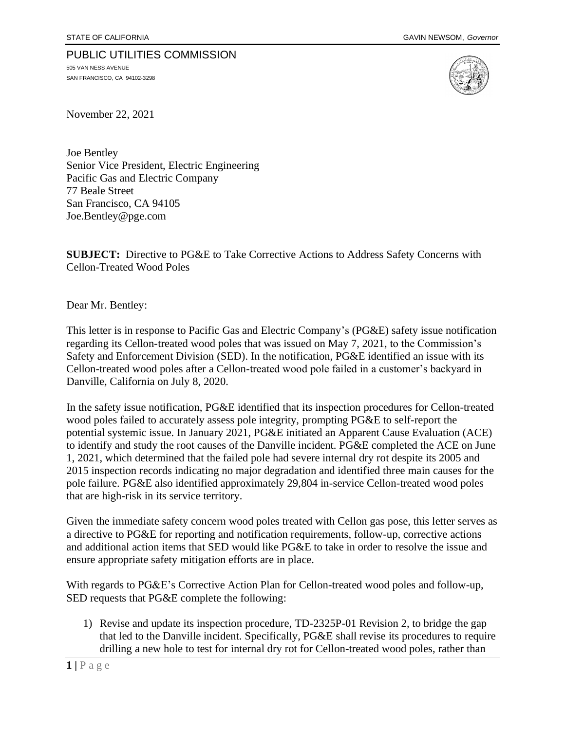STATE OF CALIFORNIA GAVIN NEWSOM, *Governor*

PUBLIC UTILITIES COMMISSION
505 VAN NESS AVENUE
SAN FRANCISCO, CA 94102-3298

November 22, 2021

Joe Bentley
Senior Vice President, Electric Engineering
Pacific Gas and Electric Company
77 Beale Street
San Francisco, CA 94105
Joe.Bentley@pge.com

**SUBJECT:** Directive to PG&E to Take Corrective Actions to Address Safety Concerns with Cellon-Treated Wood Poles

Dear Mr. Bentley:

This letter is in response to Pacific Gas and Electric Company's (PG&E) safety issue notification regarding its Cellon-treated wood poles that was issued on May 7, 2021, to the Commission's Safety and Enforcement Division (SED). In the notification, PG&E identified an issue with its Cellon-treated wood poles after a Cellon-treated wood pole failed in a customer's backyard in Danville, California on July 8, 2020.

In the safety issue notification, PG&E identified that its inspection procedures for Cellon-treated wood poles failed to accurately assess pole integrity, prompting PG&E to self-report the potential systemic issue. In January 2021, PG&E initiated an Apparent Cause Evaluation (ACE) to identify and study the root causes of the Danville incident. PG&E completed the ACE on June 1, 2021, which determined that the failed pole had severe internal dry rot despite its 2005 and 2015 inspection records indicating no major degradation and identified three main causes for the pole failure. PG&E also identified approximately 29,804 in-service Cellon-treated wood poles that are high-risk in its service territory.

Given the immediate safety concern wood poles treated with Cellon gas pose, this letter serves as a directive to PG&E for reporting and notification requirements, follow-up, corrective actions and additional action items that SED would like PG&E to take in order to resolve the issue and ensure appropriate safety mitigation efforts are in place.

With regards to PG&E's Corrective Action Plan for Cellon-treated wood poles and follow-up, SED requests that PG&E complete the following:

1) Revise and update its inspection procedure, TD-2325P-01 Revision 2, to bridge the gap that led to the Danville incident. Specifically, PG&E shall revise its procedures to require drilling a new hole to test for internal dry rot for Cellon-treated wood poles, rather than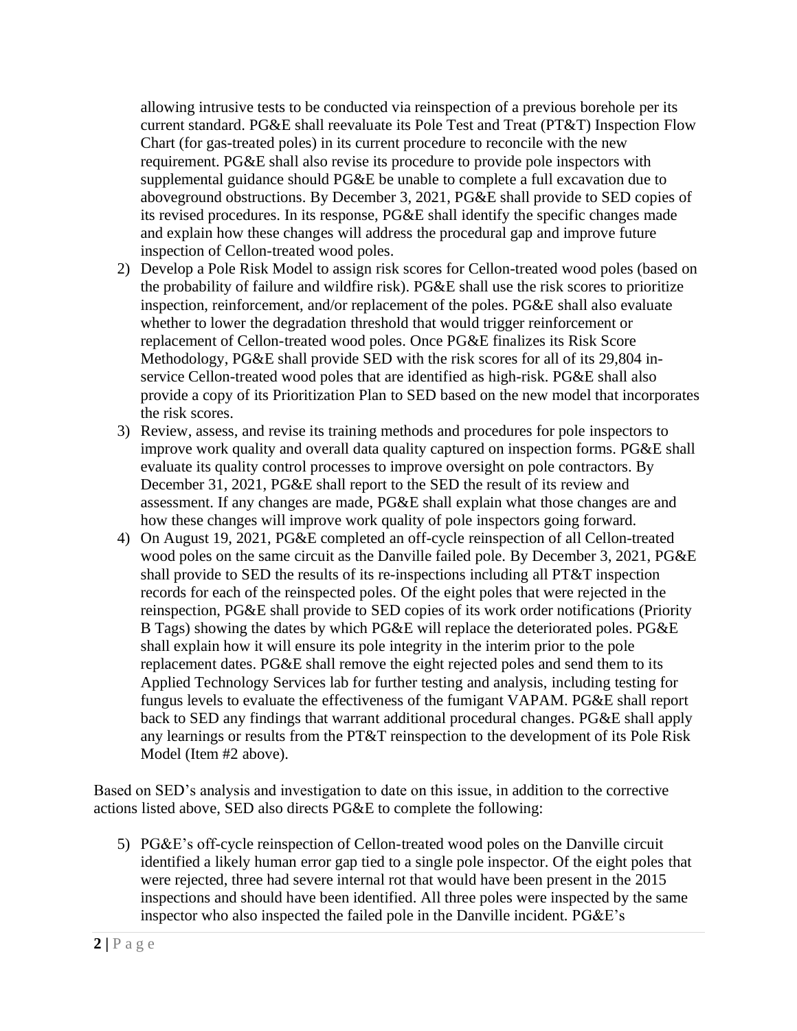allowing intrusive tests to be conducted via reinspection of a previous borehole per its current standard. PG&E shall reevaluate its Pole Test and Treat (PT&T) Inspection Flow Chart (for gas-treated poles) in its current procedure to reconcile with the new requirement. PG&E shall also revise its procedure to provide pole inspectors with supplemental guidance should PG&E be unable to complete a full excavation due to aboveground obstructions. By December 3, 2021, PG&E shall provide to SED copies of its revised procedures. In its response, PG&E shall identify the specific changes made and explain how these changes will address the procedural gap and improve future inspection of Cellon-treated wood poles.

2) Develop a Pole Risk Model to assign risk scores for Cellon-treated wood poles (based on the probability of failure and wildfire risk). PG&E shall use the risk scores to prioritize inspection, reinforcement, and/or replacement of the poles. PG&E shall also evaluate whether to lower the degradation threshold that would trigger reinforcement or replacement of Cellon-treated wood poles. Once PG&E finalizes its Risk Score Methodology, PG&E shall provide SED with the risk scores for all of its 29,804 in-service Cellon-treated wood poles that are identified as high-risk. PG&E shall also provide a copy of its Prioritization Plan to SED based on the new model that incorporates the risk scores.
3) Review, assess, and revise its training methods and procedures for pole inspectors to improve work quality and overall data quality captured on inspection forms. PG&E shall evaluate its quality control processes to improve oversight on pole contractors. By December 31, 2021, PG&E shall report to the SED the result of its review and assessment. If any changes are made, PG&E shall explain what those changes are and how these changes will improve work quality of pole inspectors going forward.
4) On August 19, 2021, PG&E completed an off-cycle reinspection of all Cellon-treated wood poles on the same circuit as the Danville failed pole. By December 3, 2021, PG&E shall provide to SED the results of its re-inspections including all PT&T inspection records for each of the reinspected poles. Of the eight poles that were rejected in the reinspection, PG&E shall provide to SED copies of its work order notifications (Priority B Tags) showing the dates by which PG&E will replace the deteriorated poles. PG&E shall explain how it will ensure its pole integrity in the interim prior to the pole replacement dates. PG&E shall remove the eight rejected poles and send them to its Applied Technology Services lab for further testing and analysis, including testing for fungus levels to evaluate the effectiveness of the fumigant VAPAM. PG&E shall report back to SED any findings that warrant additional procedural changes. PG&E shall apply any learnings or results from the PT&T reinspection to the development of its Pole Risk Model (Item #2 above).

Based on SED's analysis and investigation to date on this issue, in addition to the corrective actions listed above, SED also directs PG&E to complete the following:

5) PG&E's off-cycle reinspection of Cellon-treated wood poles on the Danville circuit identified a likely human error gap tied to a single pole inspector. Of the eight poles that were rejected, three had severe internal rot that would have been present in the 2015 inspections and should have been identified. All three poles were inspected by the same inspector who also inspected the failed pole in the Danville incident. PG&E's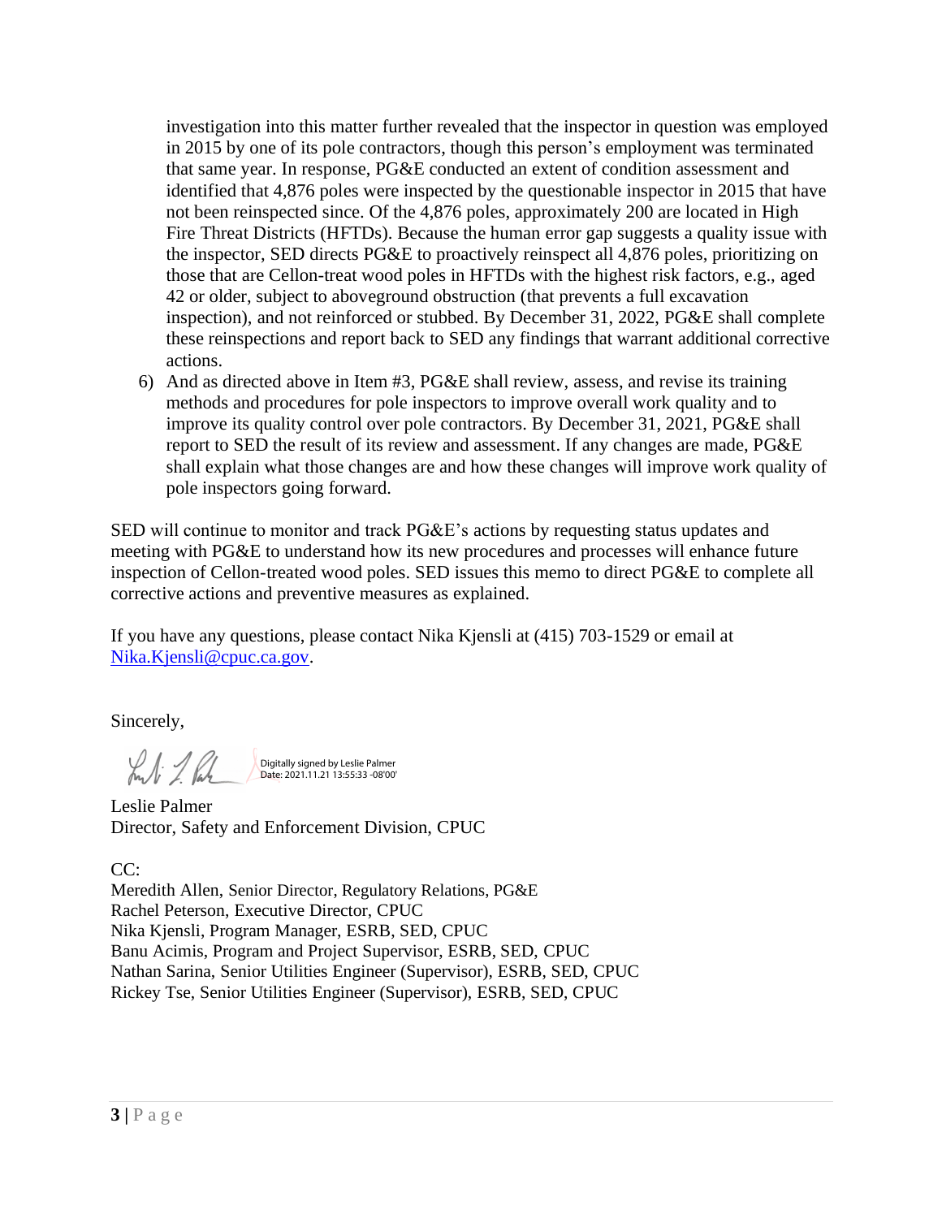investigation into this matter further revealed that the inspector in question was employed in 2015 by one of its pole contractors, though this person's employment was terminated that same year. In response, PG&E conducted an extent of condition assessment and identified that 4,876 poles were inspected by the questionable inspector in 2015 that have not been reinspected since. Of the 4,876 poles, approximately 200 are located in High Fire Threat Districts (HFTDs). Because the human error gap suggests a quality issue with the inspector, SED directs PG&E to proactively reinspect all 4,876 poles, prioritizing on those that are Cellon-treat wood poles in HFTDs with the highest risk factors, e.g., aged 42 or older, subject to aboveground obstruction (that prevents a full excavation inspection), and not reinforced or stubbed. By December 31, 2022, PG&E shall complete these reinspections and report back to SED any findings that warrant additional corrective actions.

6) And as directed above in Item #3, PG&E shall review, assess, and revise its training methods and procedures for pole inspectors to improve overall work quality and to improve its quality control over pole contractors. By December 31, 2021, PG&E shall report to SED the result of its review and assessment. If any changes are made, PG&E shall explain what those changes are and how these changes will improve work quality of pole inspectors going forward.

SED will continue to monitor and track PG&E's actions by requesting status updates and meeting with PG&E to understand how its new procedures and processes will enhance future inspection of Cellon-treated wood poles. SED issues this memo to direct PG&E to complete all corrective actions and preventive measures as explained.

If you have any questions, please contact Nika Kjensli at (415) 703-1529 or email at [Nika.Kjensli@cpuc.ca.gov](mailto:Nika.Kjensli@cpuc.ca.gov).

Sincerely,

Digitally signed by Leslie Palmer
Date: 2021.11.21 13:55:33 -08'00'

Leslie Palmer
Director, Safety and Enforcement Division, CPUC

CC:
Meredith Allen, Senior Director, Regulatory Relations, PG&E
Rachel Peterson, Executive Director, CPUC
Nika Kjensli, Program Manager, ESRB, SED, CPUC
Banu Acimis, Program and Project Supervisor, ESRB, SED, CPUC
Nathan Sarina, Senior Utilities Engineer (Supervisor), ESRB, SED, CPUC
Rickey Tse, Senior Utilities Engineer (Supervisor), ESRB, SED, CPUC